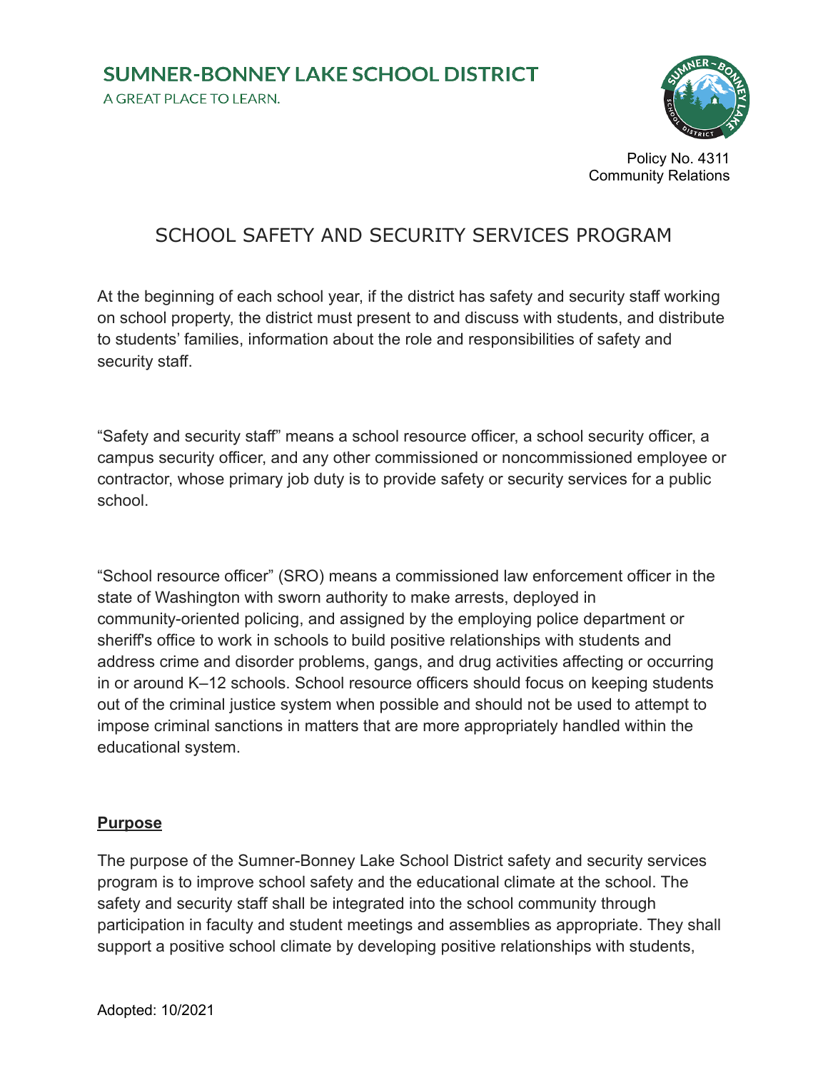SUMNER-BONNEY LAKE SCHOOL DISTRICT

A GREAT PLACE TO LEARN.

Policy No. 4311
Community Relations

# SCHOOL SAFETY AND SECURITY SERVICES PROGRAM

At the beginning of each school year, if the district has safety and security staff working on school property, the district must present to and discuss with students, and distribute to students' families, information about the role and responsibilities of safety and security staff.

"Safety and security staff" means a school resource officer, a school security officer, a campus security officer, and any other commissioned or noncommissioned employee or contractor, whose primary job duty is to provide safety or security services for a public school.

"School resource officer" (SRO) means a commissioned law enforcement officer in the state of Washington with sworn authority to make arrests, deployed in community-oriented policing, and assigned by the employing police department or sheriff's office to work in schools to build positive relationships with students and address crime and disorder problems, gangs, and drug activities affecting or occurring in or around K–12 schools. School resource officers should focus on keeping students out of the criminal justice system when possible and should not be used to attempt to impose criminal sanctions in matters that are more appropriately handled within the educational system.

## Purpose

The purpose of the Sumner-Bonney Lake School District safety and security services program is to improve school safety and the educational climate at the school. The safety and security staff shall be integrated into the school community through participation in faculty and student meetings and assemblies as appropriate. They shall support a positive school climate by developing positive relationships with students,

Adopted: 10/2021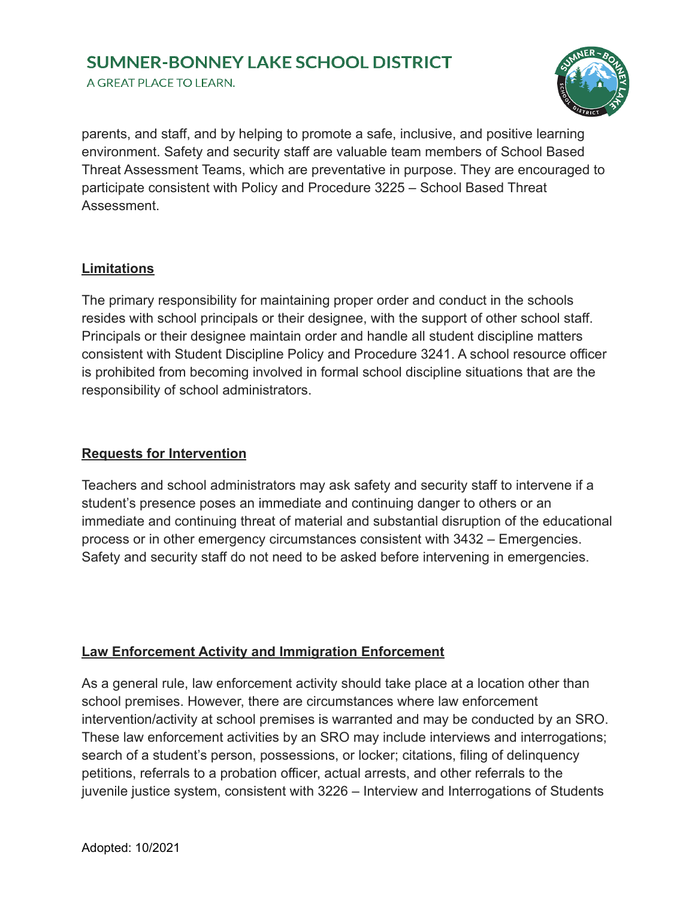parents, and staff, and by helping to promote a safe, inclusive, and positive learning environment. Safety and security staff are valuable team members of School Based Threat Assessment Teams, which are preventative in purpose. They are encouraged to participate consistent with Policy and Procedure 3225 – School Based Threat Assessment.

## Limitations

The primary responsibility for maintaining proper order and conduct in the schools resides with school principals or their designee, with the support of other school staff. Principals or their designee maintain order and handle all student discipline matters consistent with Student Discipline Policy and Procedure 3241. A school resource officer is prohibited from becoming involved in formal school discipline situations that are the responsibility of school administrators.

## Requests for Intervention

Teachers and school administrators may ask safety and security staff to intervene if a student's presence poses an immediate and continuing danger to others or an immediate and continuing threat of material and substantial disruption of the educational process or in other emergency circumstances consistent with 3432 – Emergencies. Safety and security staff do not need to be asked before intervening in emergencies.

## Law Enforcement Activity and Immigration Enforcement

As a general rule, law enforcement activity should take place at a location other than school premises. However, there are circumstances where law enforcement intervention/activity at school premises is warranted and may be conducted by an SRO. These law enforcement activities by an SRO may include interviews and interrogations; search of a student's person, possessions, or locker; citations, filing of delinquency petitions, referrals to a probation officer, actual arrests, and other referrals to the juvenile justice system, consistent with 3226 – Interview and Interrogations of Students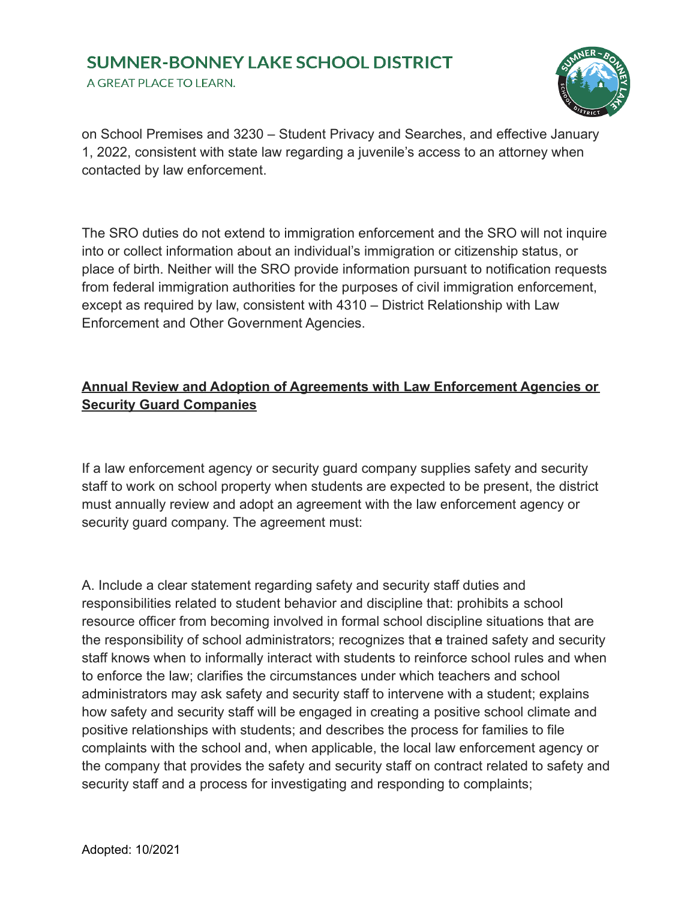on School Premises and 3230 – Student Privacy and Searches, and effective January 1, 2022, consistent with state law regarding a juvenile's access to an attorney when contacted by law enforcement.

The SRO duties do not extend to immigration enforcement and the SRO will not inquire into or collect information about an individual's immigration or citizenship status, or place of birth. Neither will the SRO provide information pursuant to notification requests from federal immigration authorities for the purposes of civil immigration enforcement, except as required by law, consistent with 4310 – District Relationship with Law Enforcement and Other Government Agencies.

**Annual Review and Adoption of Agreements with Law Enforcement Agencies or Security Guard Companies**

If a law enforcement agency or security guard company supplies safety and security staff to work on school property when students are expected to be present, the district must annually review and adopt an agreement with the law enforcement agency or security guard company. The agreement must:

A. Include a clear statement regarding safety and security staff duties and responsibilities related to student behavior and discipline that: prohibits a school resource officer from becoming involved in formal school discipline situations that are the responsibility of school administrators; recognizes that ~~a~~ trained safety and security staff know~~s~~ when to informally interact with students to reinforce school rules and when to enforce the law; clarifies the circumstances under which teachers and school administrators may ask safety and security staff to intervene with a student; explains how safety and security staff will be engaged in creating a positive school climate and positive relationships with students; and describes the process for families to file complaints with the school and, when applicable, the local law enforcement agency or the company that provides the safety and security staff on contract related to safety and security staff and a process for investigating and responding to complaints;

Adopted: 10/2021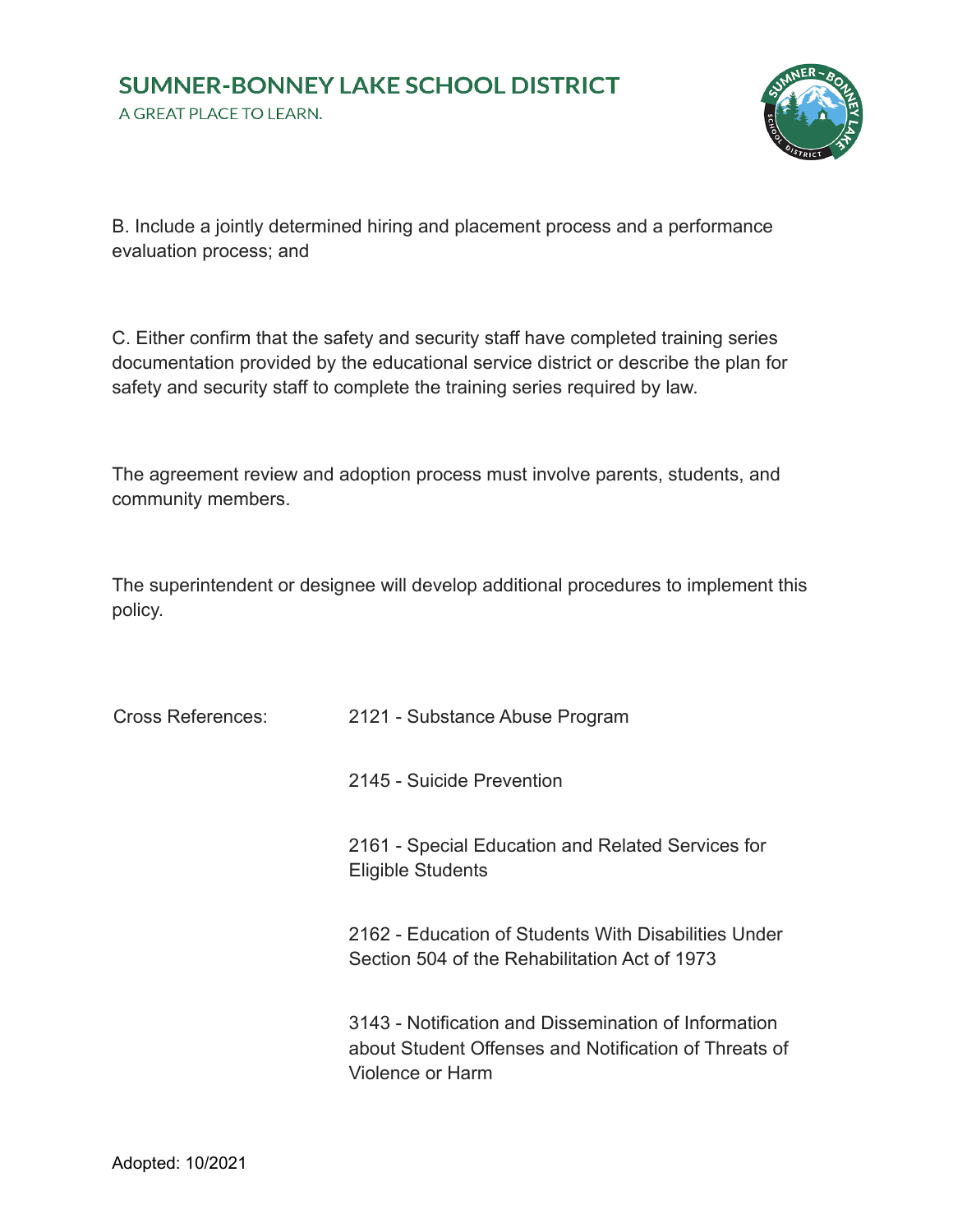B. Include a jointly determined hiring and placement process and a performance evaluation process; and

C. Either confirm that the safety and security staff have completed training series documentation provided by the educational service district or describe the plan for safety and security staff to complete the training series required by law.

The agreement review and adoption process must involve parents, students, and community members.

The superintendent or designee will develop additional procedures to implement this policy.

| Cross References: | |
|---|---|
| | 2121 - Substance Abuse Program |
| | 2145 - Suicide Prevention |
| | 2161 - Special Education and Related Services for Eligible Students |
| | 2162 - Education of Students With Disabilities Under Section 504 of the Rehabilitation Act of 1973 |
| | 3143 - Notification and Dissemination of Information about Student Offenses and Notification of Threats of Violence or Harm |

Adopted: 10/2021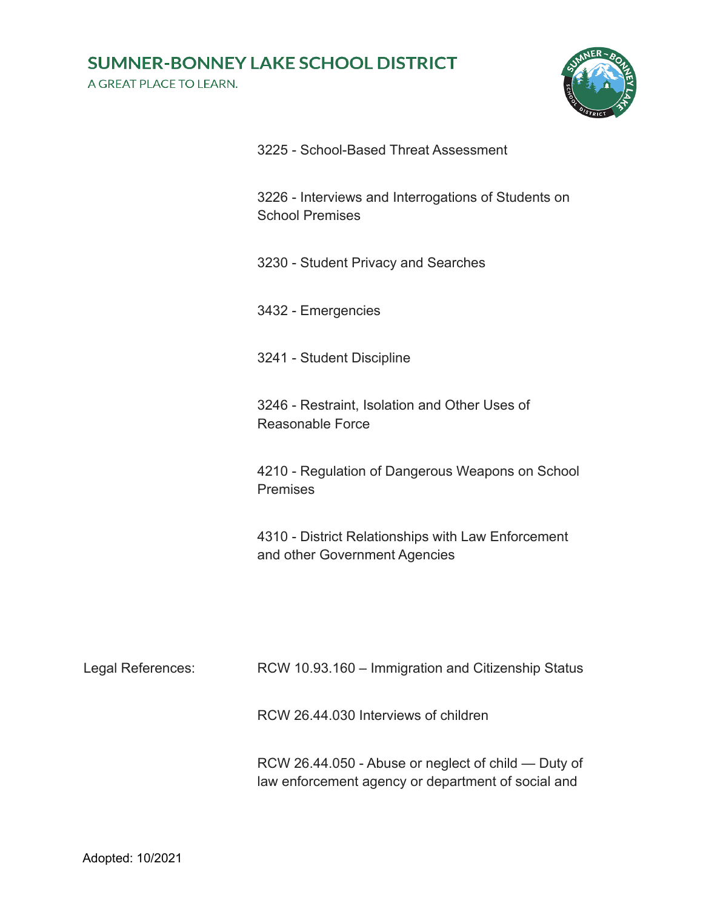3225 - School-Based Threat Assessment

3226 - Interviews and Interrogations of Students on School Premises

3230 - Student Privacy and Searches

3432 - Emergencies

3241 - Student Discipline

3246 - Restraint, Isolation and Other Uses of Reasonable Force

4210 - Regulation of Dangerous Weapons on School Premises

4310 - District Relationships with Law Enforcement and other Government Agencies

Legal References:

RCW 10.93.160 – Immigration and Citizenship Status

RCW 26.44.030 Interviews of children

RCW 26.44.050 - Abuse or neglect of child — Duty of law enforcement agency or department of social and

Adopted: 10/2021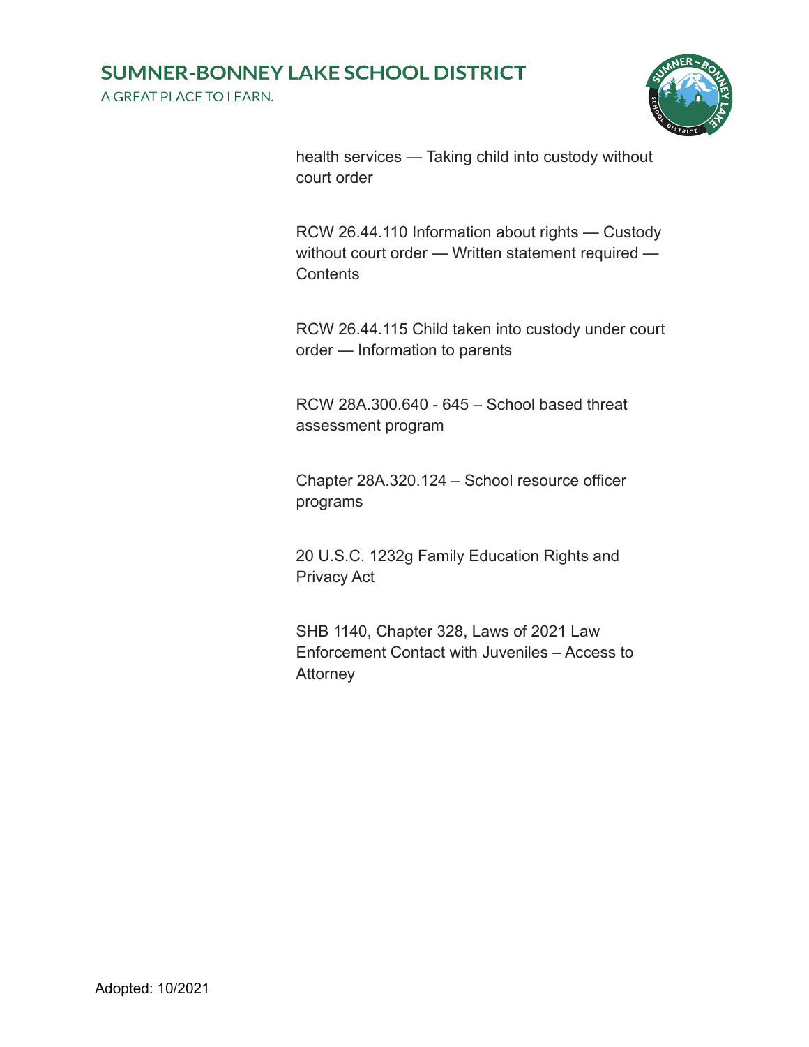health services — Taking child into custody without court order

RCW 26.44.110 Information about rights — Custody without court order — Written statement required — Contents

RCW 26.44.115 Child taken into custody under court order — Information to parents

RCW 28A.300.640 - 645 – School based threat assessment program

Chapter 28A.320.124 – School resource officer programs

20 U.S.C. 1232g Family Education Rights and Privacy Act

SHB 1140, Chapter 328, Laws of 2021 Law Enforcement Contact with Juveniles – Access to Attorney

Adopted: 10/2021